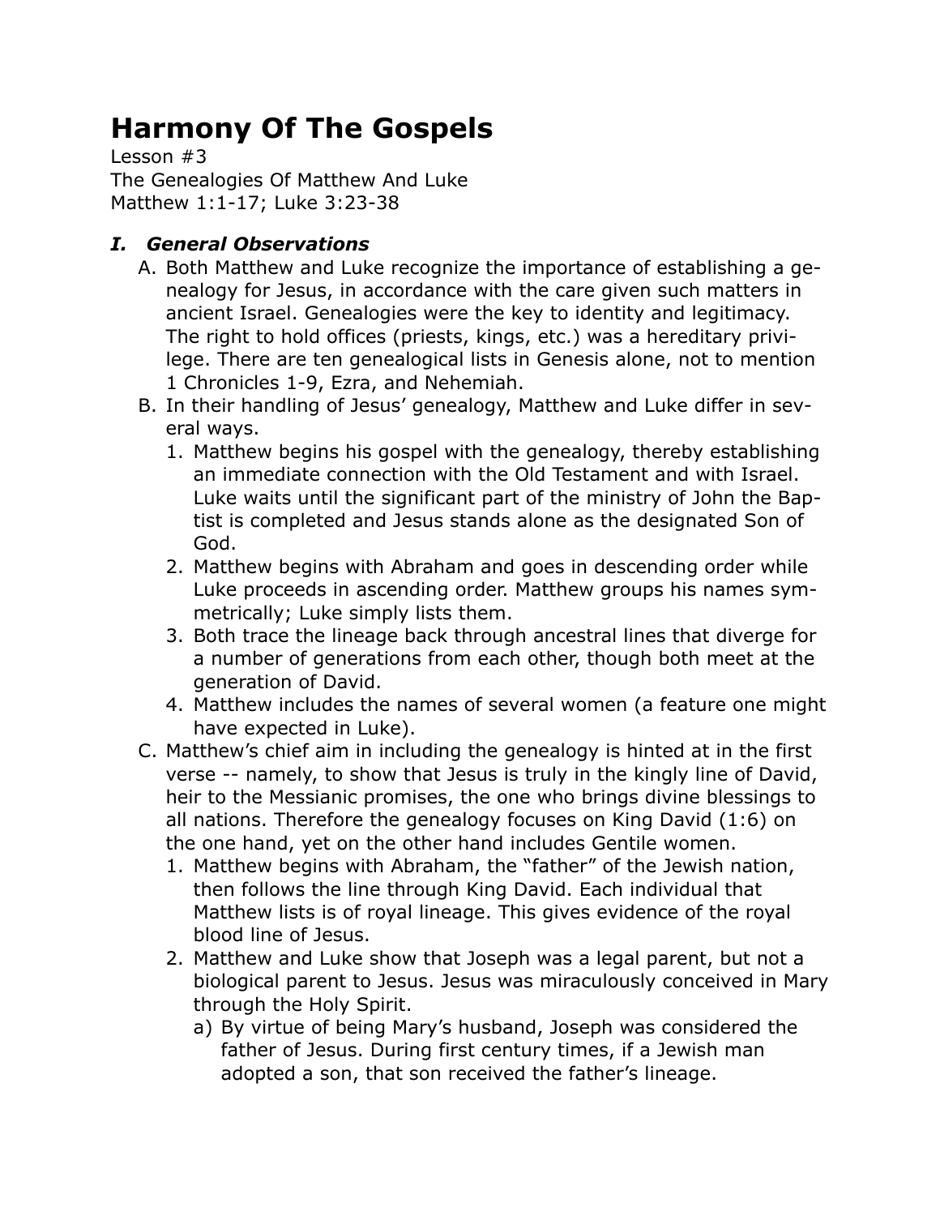# Harmony Of The Gospels

Lesson #3
The Genealogies Of Matthew And Luke
Matthew 1:1-17; Luke 3:23-38

## *I. General Observations*

A. Both Matthew and Luke recognize the importance of establishing a genealogy for Jesus, in accordance with the care given such matters in ancient Israel. Genealogies were the key to identity and legitimacy. The right to hold offices (priests, kings, etc.) was a hereditary privilege. There are ten genealogical lists in Genesis alone, not to mention 1 Chronicles 1-9, Ezra, and Nehemiah.

B. In their handling of Jesus' genealogy, Matthew and Luke differ in several ways.

1. Matthew begins his gospel with the genealogy, thereby establishing an immediate connection with the Old Testament and with Israel. Luke waits until the significant part of the ministry of John the Baptist is completed and Jesus stands alone as the designated Son of God.
2. Matthew begins with Abraham and goes in descending order while Luke proceeds in ascending order. Matthew groups his names symmetrically; Luke simply lists them.
3. Both trace the lineage back through ancestral lines that diverge for a number of generations from each other, though both meet at the generation of David.
4. Matthew includes the names of several women (a feature one might have expected in Luke).

C. Matthew's chief aim in including the genealogy is hinted at in the first verse -- namely, to show that Jesus is truly in the kingly line of David, heir to the Messianic promises, the one who brings divine blessings to all nations. Therefore the genealogy focuses on King David (1:6) on the one hand, yet on the other hand includes Gentile women.

1. Matthew begins with Abraham, the "father" of the Jewish nation, then follows the line through King David. Each individual that Matthew lists is of royal lineage. This gives evidence of the royal blood line of Jesus.
2. Matthew and Luke show that Joseph was a legal parent, but not a biological parent to Jesus. Jesus was miraculously conceived in Mary through the Holy Spirit.
   a) By virtue of being Mary's husband, Joseph was considered the father of Jesus. During first century times, if a Jewish man adopted a son, that son received the father's lineage.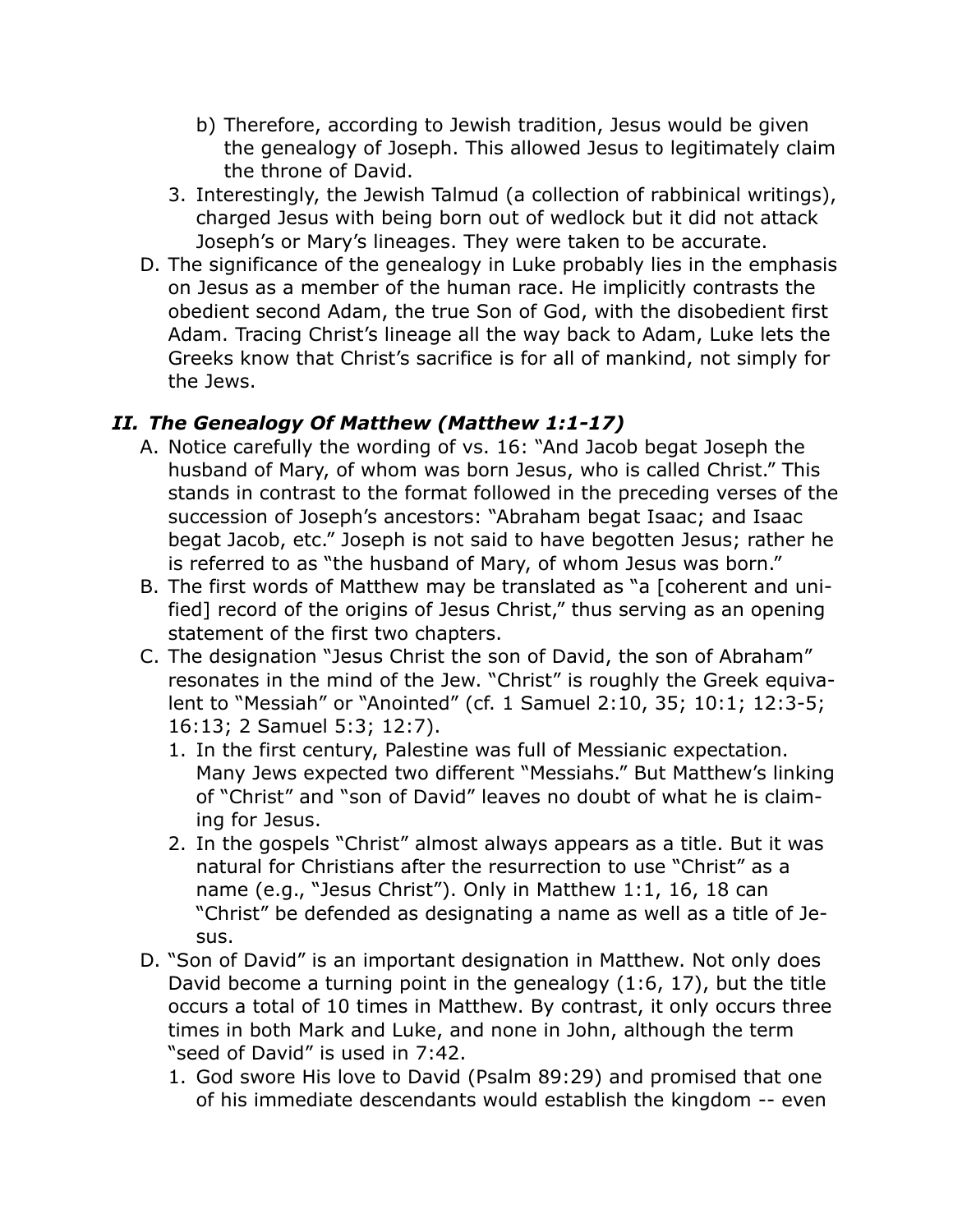b) Therefore, according to Jewish tradition, Jesus would be given the genealogy of Joseph. This allowed Jesus to legitimately claim the throne of David.

3. Interestingly, the Jewish Talmud (a collection of rabbinical writings), charged Jesus with being born out of wedlock but it did not attack Joseph's or Mary's lineages. They were taken to be accurate.

D. The significance of the genealogy in Luke probably lies in the emphasis on Jesus as a member of the human race. He implicitly contrasts the obedient second Adam, the true Son of God, with the disobedient first Adam. Tracing Christ's lineage all the way back to Adam, Luke lets the Greeks know that Christ's sacrifice is for all of mankind, not simply for the Jews.

## *II. The Genealogy Of Matthew (Matthew 1:1-17)*

A. Notice carefully the wording of vs. 16: "And Jacob begat Joseph the husband of Mary, of whom was born Jesus, who is called Christ." This stands in contrast to the format followed in the preceding verses of the succession of Joseph's ancestors: "Abraham begat Isaac; and Isaac begat Jacob, etc." Joseph is not said to have begotten Jesus; rather he is referred to as "the husband of Mary, of whom Jesus was born."

B. The first words of Matthew may be translated as "a [coherent and unified] record of the origins of Jesus Christ," thus serving as an opening statement of the first two chapters.

C. The designation "Jesus Christ the son of David, the son of Abraham" resonates in the mind of the Jew. "Christ" is roughly the Greek equivalent to "Messiah" or "Anointed" (cf. 1 Samuel 2:10, 35; 10:1; 12:3-5; 16:13; 2 Samuel 5:3; 12:7).

1. In the first century, Palestine was full of Messianic expectation. Many Jews expected two different "Messiahs." But Matthew's linking of "Christ" and "son of David" leaves no doubt of what he is claiming for Jesus.
2. In the gospels "Christ" almost always appears as a title. But it was natural for Christians after the resurrection to use "Christ" as a name (e.g., "Jesus Christ"). Only in Matthew 1:1, 16, 18 can "Christ" be defended as designating a name as well as a title of Jesus.

D. "Son of David" is an important designation in Matthew. Not only does David become a turning point in the genealogy (1:6, 17), but the title occurs a total of 10 times in Matthew. By contrast, it only occurs three times in both Mark and Luke, and none in John, although the term "seed of David" is used in 7:42.

1. God swore His love to David (Psalm 89:29) and promised that one of his immediate descendants would establish the kingdom -- even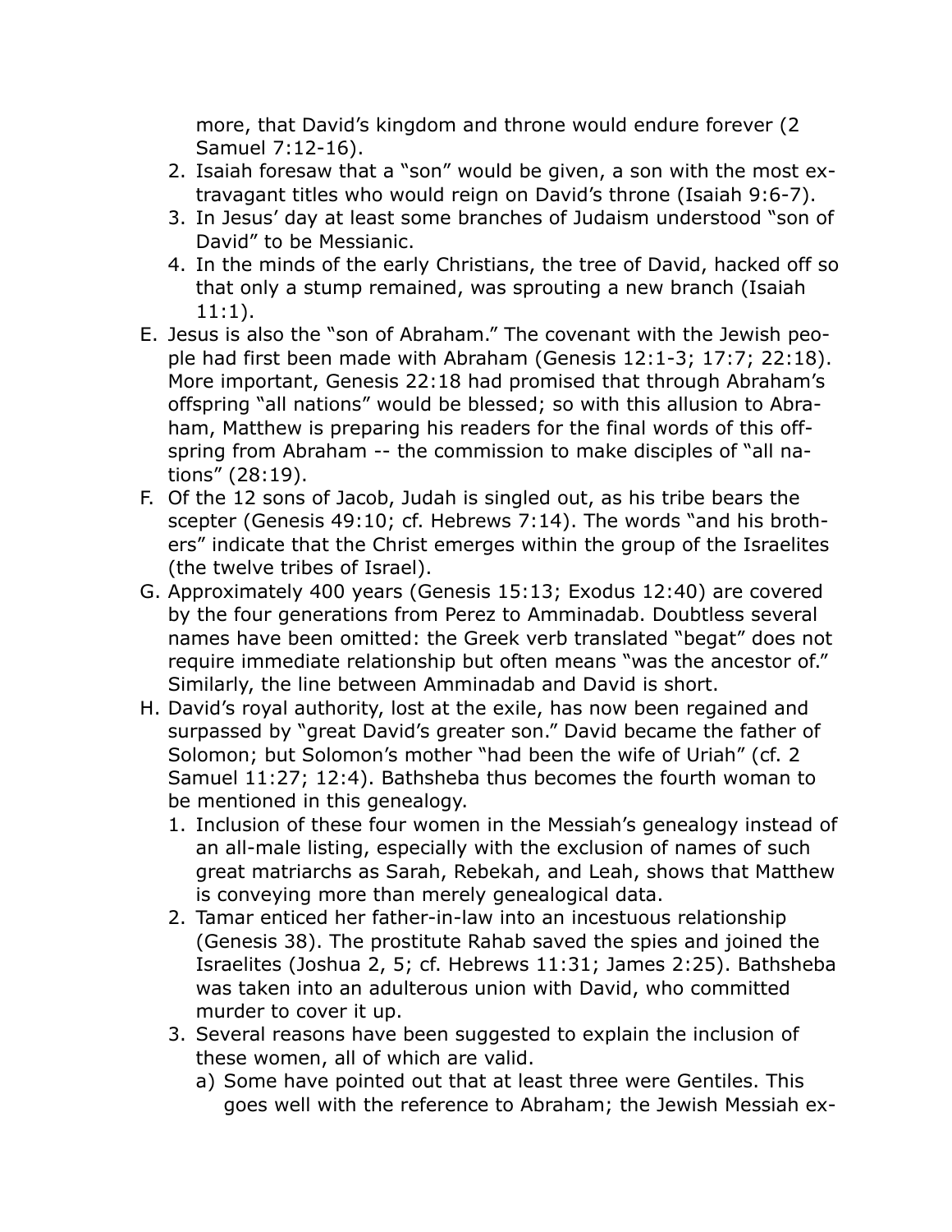more, that David's kingdom and throne would endure forever (2 Samuel 7:12-16).

2. Isaiah foresaw that a "son" would be given, a son with the most extravagant titles who would reign on David's throne (Isaiah 9:6-7).
3. In Jesus' day at least some branches of Judaism understood "son of David" to be Messianic.
4. In the minds of the early Christians, the tree of David, hacked off so that only a stump remained, was sprouting a new branch (Isaiah 11:1).

E. Jesus is also the "son of Abraham." The covenant with the Jewish people had first been made with Abraham (Genesis 12:1-3; 17:7; 22:18). More important, Genesis 22:18 had promised that through Abraham's offspring "all nations" would be blessed; so with this allusion to Abraham, Matthew is preparing his readers for the final words of this offspring from Abraham -- the commission to make disciples of "all nations" (28:19).

F. Of the 12 sons of Jacob, Judah is singled out, as his tribe bears the scepter (Genesis 49:10; cf. Hebrews 7:14). The words "and his brothers" indicate that the Christ emerges within the group of the Israelites (the twelve tribes of Israel).

G. Approximately 400 years (Genesis 15:13; Exodus 12:40) are covered by the four generations from Perez to Amminadab. Doubtless several names have been omitted: the Greek verb translated "begat" does not require immediate relationship but often means "was the ancestor of." Similarly, the line between Amminadab and David is short.

H. David's royal authority, lost at the exile, has now been regained and surpassed by "great David's greater son." David became the father of Solomon; but Solomon's mother "had been the wife of Uriah" (cf. 2 Samuel 11:27; 12:4). Bathsheba thus becomes the fourth woman to be mentioned in this genealogy.

1. Inclusion of these four women in the Messiah's genealogy instead of an all-male listing, especially with the exclusion of names of such great matriarchs as Sarah, Rebekah, and Leah, shows that Matthew is conveying more than merely genealogical data.
2. Tamar enticed her father-in-law into an incestuous relationship (Genesis 38). The prostitute Rahab saved the spies and joined the Israelites (Joshua 2, 5; cf. Hebrews 11:31; James 2:25). Bathsheba was taken into an adulterous union with David, who committed murder to cover it up.
3. Several reasons have been suggested to explain the inclusion of these women, all of which are valid.
   a) Some have pointed out that at least three were Gentiles. This goes well with the reference to Abraham; the Jewish Messiah ex-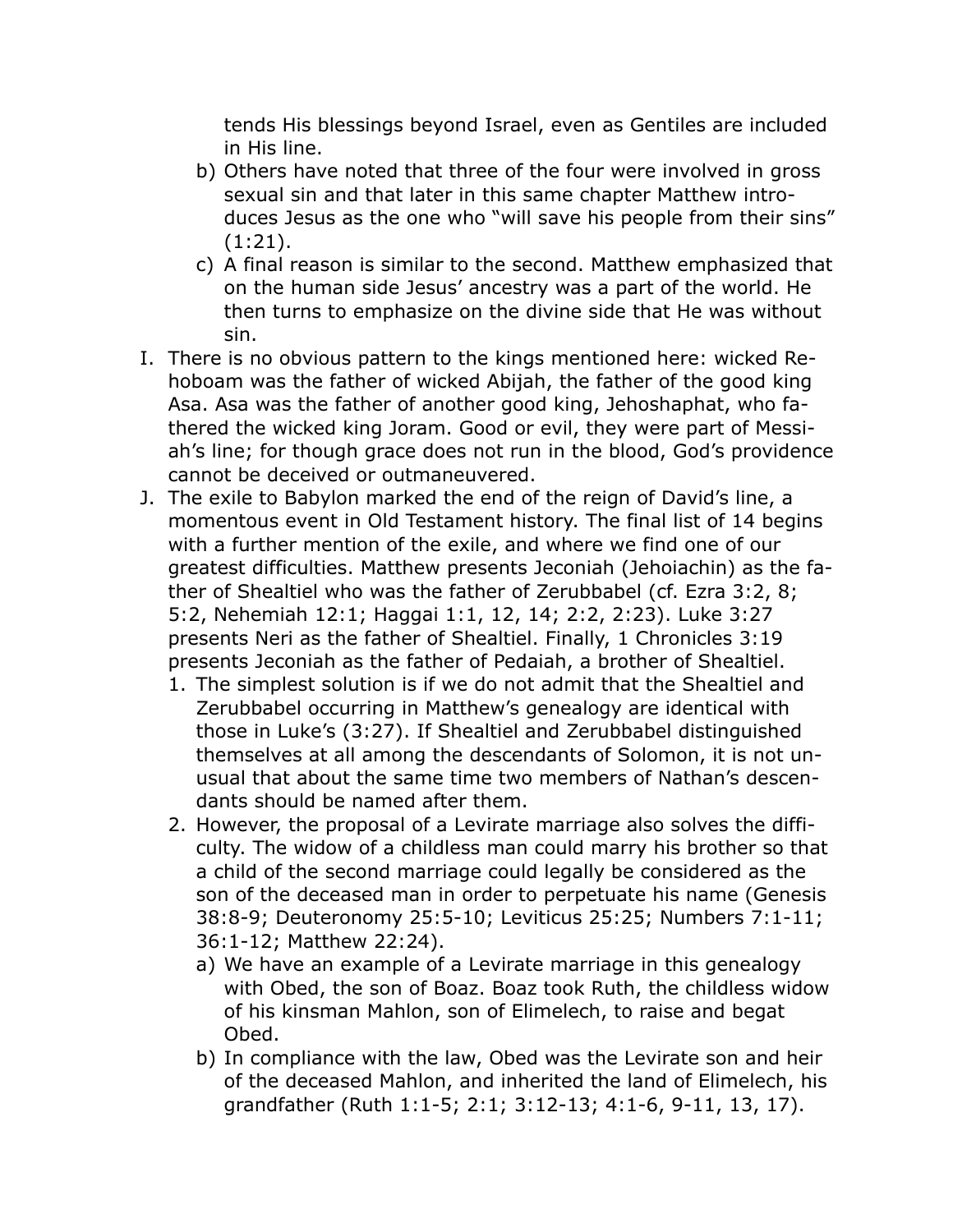tends His blessings beyond Israel, even as Gentiles are included in His line.

   b) Others have noted that three of the four were involved in gross sexual sin and that later in this same chapter Matthew introduces Jesus as the one who "will save his people from their sins" (1:21).
   c) A final reason is similar to the second. Matthew emphasized that on the human side Jesus' ancestry was a part of the world. He then turns to emphasize on the divine side that He was without sin.

I. There is no obvious pattern to the kings mentioned here: wicked Rehoboam was the father of wicked Abijah, the father of the good king Asa. Asa was the father of another good king, Jehoshaphat, who fathered the wicked king Joram. Good or evil, they were part of Messiah's line; for though grace does not run in the blood, God's providence cannot be deceived or outmaneuvered.

J. The exile to Babylon marked the end of the reign of David's line, a momentous event in Old Testament history. The final list of 14 begins with a further mention of the exile, and where we find one of our greatest difficulties. Matthew presents Jeconiah (Jehoiachin) as the father of Shealtiel who was the father of Zerubbabel (cf. Ezra 3:2, 8; 5:2, Nehemiah 12:1; Haggai 1:1, 12, 14; 2:2, 2:23). Luke 3:27 presents Neri as the father of Shealtiel. Finally, 1 Chronicles 3:19 presents Jeconiah as the father of Pedaiah, a brother of Shealtiel.

   1. The simplest solution is if we do not admit that the Shealtiel and Zerubbabel occurring in Matthew's genealogy are identical with those in Luke's (3:27). If Shealtiel and Zerubbabel distinguished themselves at all among the descendants of Solomon, it is not unusual that about the same time two members of Nathan's descendants should be named after them.
   2. However, the proposal of a Levirate marriage also solves the difficulty. The widow of a childless man could marry his brother so that a child of the second marriage could legally be considered as the son of the deceased man in order to perpetuate his name (Genesis 38:8-9; Deuteronomy 25:5-10; Leviticus 25:25; Numbers 7:1-11; 36:1-12; Matthew 22:24).
      a) We have an example of a Levirate marriage in this genealogy with Obed, the son of Boaz. Boaz took Ruth, the childless widow of his kinsman Mahlon, son of Elimelech, to raise and begat Obed.
      b) In compliance with the law, Obed was the Levirate son and heir of the deceased Mahlon, and inherited the land of Elimelech, his grandfather (Ruth 1:1-5; 2:1; 3:12-13; 4:1-6, 9-11, 13, 17).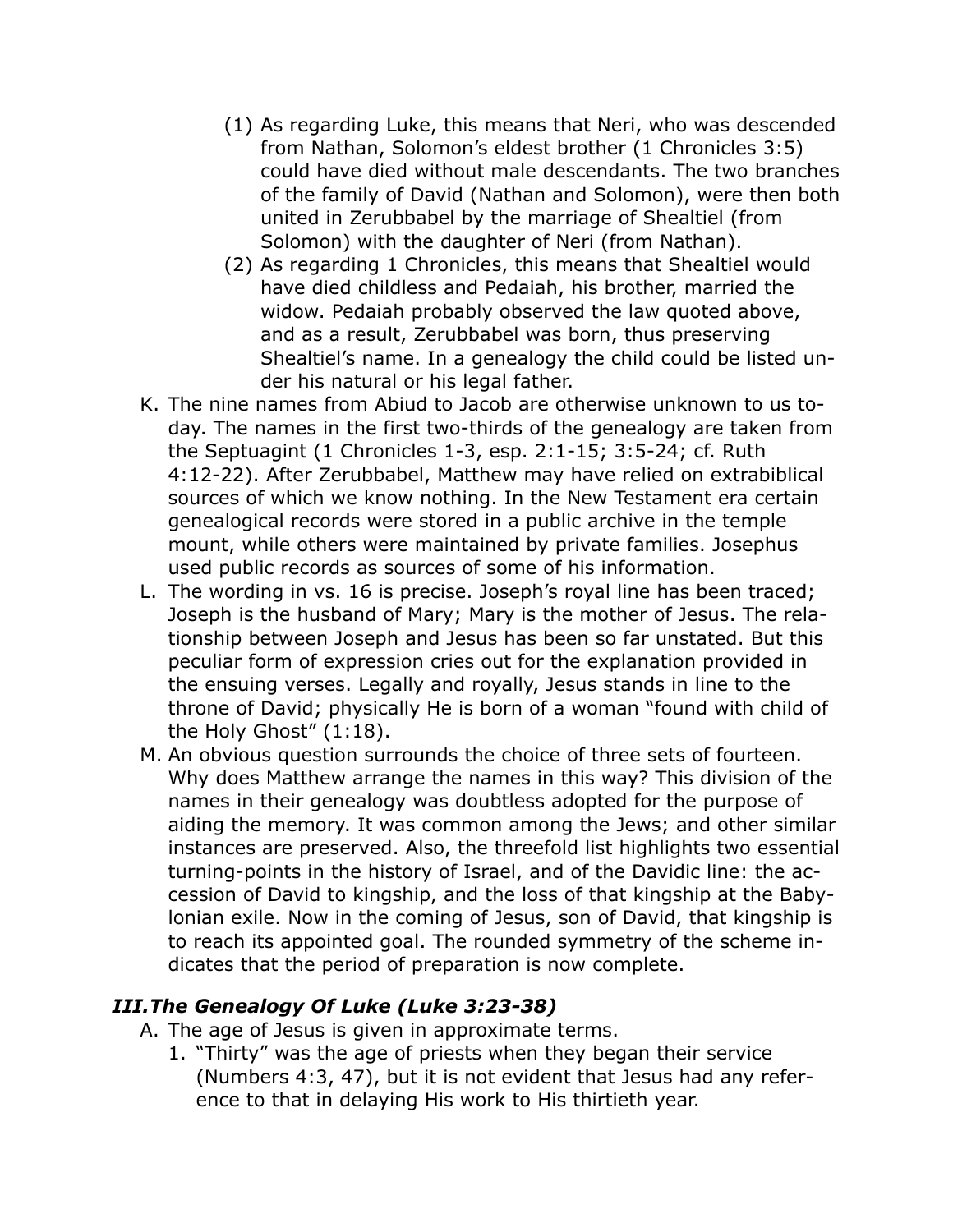(1) As regarding Luke, this means that Neri, who was descended from Nathan, Solomon's eldest brother (1 Chronicles 3:5) could have died without male descendants. The two branches of the family of David (Nathan and Solomon), were then both united in Zerubbabel by the marriage of Shealtiel (from Solomon) with the daughter of Neri (from Nathan).

(2) As regarding 1 Chronicles, this means that Shealtiel would have died childless and Pedaiah, his brother, married the widow. Pedaiah probably observed the law quoted above, and as a result, Zerubbabel was born, thus preserving Shealtiel's name. In a genealogy the child could be listed under his natural or his legal father.

K. The nine names from Abiud to Jacob are otherwise unknown to us today. The names in the first two-thirds of the genealogy are taken from the Septuagint (1 Chronicles 1-3, esp. 2:1-15; 3:5-24; cf. Ruth 4:12-22). After Zerubbabel, Matthew may have relied on extrabiblical sources of which we know nothing. In the New Testament era certain genealogical records were stored in a public archive in the temple mount, while others were maintained by private families. Josephus used public records as sources of some of his information.

L. The wording in vs. 16 is precise. Joseph's royal line has been traced; Joseph is the husband of Mary; Mary is the mother of Jesus. The relationship between Joseph and Jesus has been so far unstated. But this peculiar form of expression cries out for the explanation provided in the ensuing verses. Legally and royally, Jesus stands in line to the throne of David; physically He is born of a woman "found with child of the Holy Ghost" (1:18).

M. An obvious question surrounds the choice of three sets of fourteen. Why does Matthew arrange the names in this way? This division of the names in their genealogy was doubtless adopted for the purpose of aiding the memory. It was common among the Jews; and other similar instances are preserved. Also, the threefold list highlights two essential turning-points in the history of Israel, and of the Davidic line: the accession of David to kingship, and the loss of that kingship at the Babylonian exile. Now in the coming of Jesus, son of David, that kingship is to reach its appointed goal. The rounded symmetry of the scheme indicates that the period of preparation is now complete.

## *III. The Genealogy Of Luke (Luke 3:23-38)*

A. The age of Jesus is given in approximate terms.

1. "Thirty" was the age of priests when they began their service (Numbers 4:3, 47), but it is not evident that Jesus had any reference to that in delaying His work to His thirtieth year.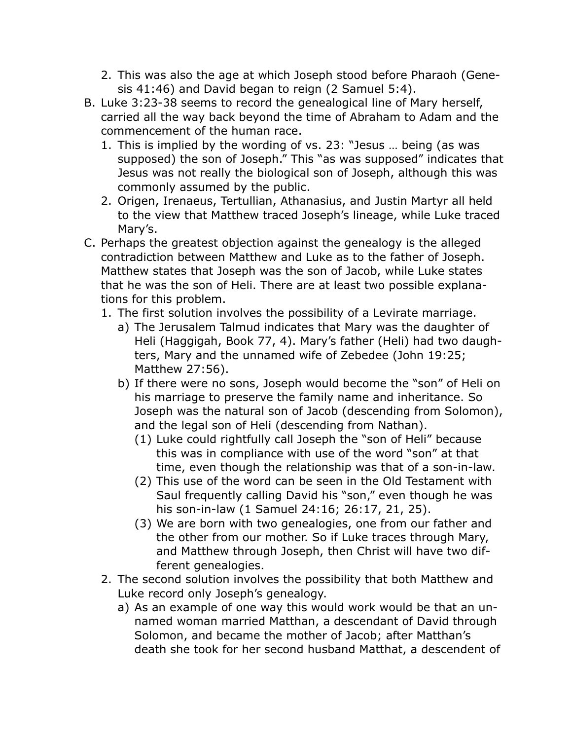2. This was also the age at which Joseph stood before Pharaoh (Genesis 41:46) and David began to reign (2 Samuel 5:4).

B. Luke 3:23-38 seems to record the genealogical line of Mary herself, carried all the way back beyond the time of Abraham to Adam and the commencement of the human race.

   1. This is implied by the wording of vs. 23: "Jesus … being (as was supposed) the son of Joseph." This "as was supposed" indicates that Jesus was not really the biological son of Joseph, although this was commonly assumed by the public.
   2. Origen, Irenaeus, Tertullian, Athanasius, and Justin Martyr all held to the view that Matthew traced Joseph's lineage, while Luke traced Mary's.

C. Perhaps the greatest objection against the genealogy is the alleged contradiction between Matthew and Luke as to the father of Joseph. Matthew states that Joseph was the son of Jacob, while Luke states that he was the son of Heli. There are at least two possible explanations for this problem.

   1. The first solution involves the possibility of a Levirate marriage.
      a) The Jerusalem Talmud indicates that Mary was the daughter of Heli (Haggigah, Book 77, 4). Mary's father (Heli) had two daughters, Mary and the unnamed wife of Zebedee (John 19:25; Matthew 27:56).
      b) If there were no sons, Joseph would become the "son" of Heli on his marriage to preserve the family name and inheritance. So Joseph was the natural son of Jacob (descending from Solomon), and the legal son of Heli (descending from Nathan).
         (1) Luke could rightfully call Joseph the "son of Heli" because this was in compliance with use of the word "son" at that time, even though the relationship was that of a son-in-law.
         (2) This use of the word can be seen in the Old Testament with Saul frequently calling David his "son," even though he was his son-in-law (1 Samuel 24:16; 26:17, 21, 25).
         (3) We are born with two genealogies, one from our father and the other from our mother. So if Luke traces through Mary, and Matthew through Joseph, then Christ will have two different genealogies.
   2. The second solution involves the possibility that both Matthew and Luke record only Joseph's genealogy.
      a) As an example of one way this would work would be that an unnamed woman married Matthan, a descendant of David through Solomon, and became the mother of Jacob; after Matthan's death she took for her second husband Matthat, a descendent of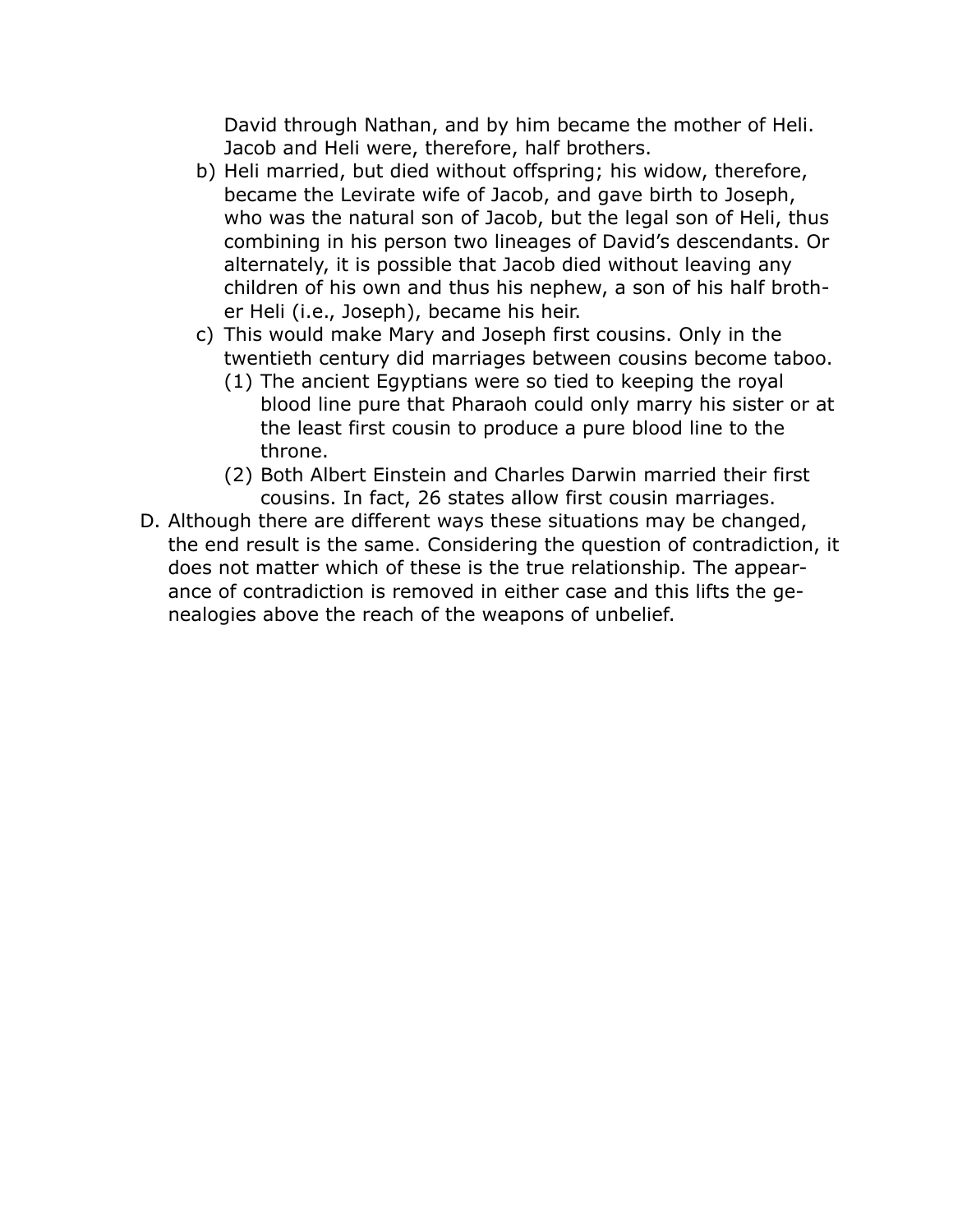David through Nathan, and by him became the mother of Heli. Jacob and Heli were, therefore, half brothers.

b) Heli married, but died without offspring; his widow, therefore, became the Levirate wife of Jacob, and gave birth to Joseph, who was the natural son of Jacob, but the legal son of Heli, thus combining in his person two lineages of David's descendants. Or alternately, it is possible that Jacob died without leaving any children of his own and thus his nephew, a son of his half brother Heli (i.e., Joseph), became his heir.

c) This would make Mary and Joseph first cousins. Only in the twentieth century did marriages between cousins become taboo.

   (1) The ancient Egyptians were so tied to keeping the royal blood line pure that Pharaoh could only marry his sister or at the least first cousin to produce a pure blood line to the throne.

   (2) Both Albert Einstein and Charles Darwin married their first cousins. In fact, 26 states allow first cousin marriages.

D. Although there are different ways these situations may be changed, the end result is the same. Considering the question of contradiction, it does not matter which of these is the true relationship. The appearance of contradiction is removed in either case and this lifts the genealogies above the reach of the weapons of unbelief.